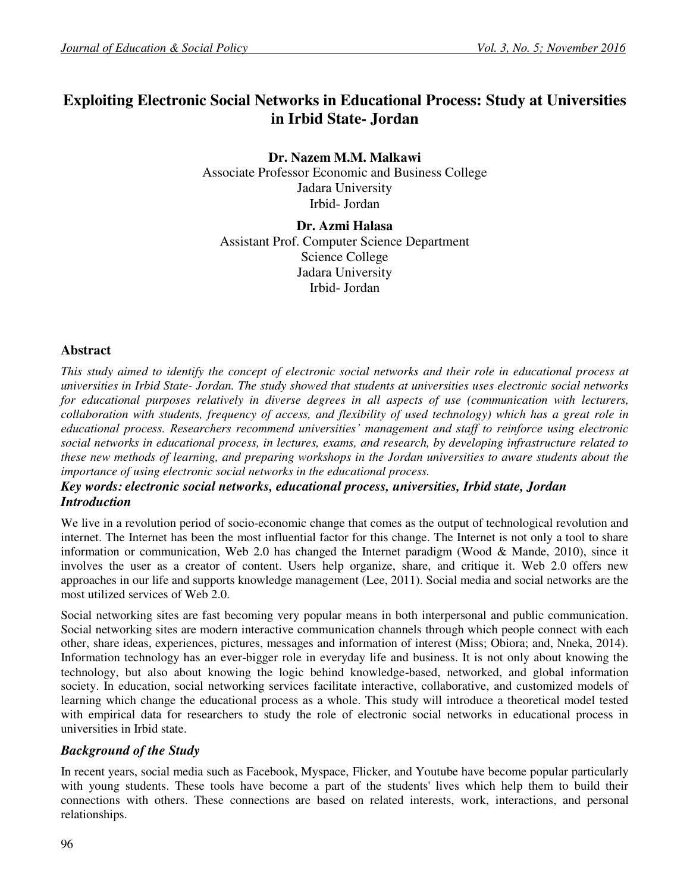# Exploiting Electronic Social Networks in Educational Process: Study at Universities in Irbid State- Jordan

**Dr. Nazem M.M. Malkawi**
Associate Professor Economic and Business College
Jadara University
Irbid- Jordan

**Dr. Azmi Halasa**
Assistant Prof. Computer Science Department
Science College
Jadara University
Irbid- Jordan

## Abstract

*This study aimed to identify the concept of electronic social networks and their role in educational process at universities in Irbid State- Jordan. The study showed that students at universities uses electronic social networks for educational purposes relatively in diverse degrees in all aspects of use (communication with lecturers, collaboration with students, frequency of access, and flexibility of used technology) which has a great role in educational process. Researchers recommend universities' management and staff to reinforce using electronic social networks in educational process, in lectures, exams, and research, by developing infrastructure related to these new methods of learning, and preparing workshops in the Jordan universities to aware students about the importance of using electronic social networks in the educational process.*

***Key words: electronic social networks, educational process, universities, Irbid state, Jordan***

## *Introduction*

We live in a revolution period of socio-economic change that comes as the output of technological revolution and internet. The Internet has been the most influential factor for this change. The Internet is not only a tool to share information or communication, Web 2.0 has changed the Internet paradigm (Wood & Mande, 2010), since it involves the user as a creator of content. Users help organize, share, and critique it. Web 2.0 offers new approaches in our life and supports knowledge management (Lee, 2011). Social media and social networks are the most utilized services of Web 2.0.

Social networking sites are fast becoming very popular means in both interpersonal and public communication. Social networking sites are modern interactive communication channels through which people connect with each other, share ideas, experiences, pictures, messages and information of interest (Miss; Obiora; and, Nneka, 2014). Information technology has an ever-bigger role in everyday life and business. It is not only about knowing the technology, but also about knowing the logic behind knowledge-based, networked, and global information society. In education, social networking services facilitate interactive, collaborative, and customized models of learning which change the educational process as a whole. This study will introduce a theoretical model tested with empirical data for researchers to study the role of electronic social networks in educational process in universities in Irbid state.

## *Background of the Study*

In recent years, social media such as Facebook, Myspace, Flicker, and Youtube have become popular particularly with young students. These tools have become a part of the students' lives which help them to build their connections with others. These connections are based on related interests, work, interactions, and personal relationships.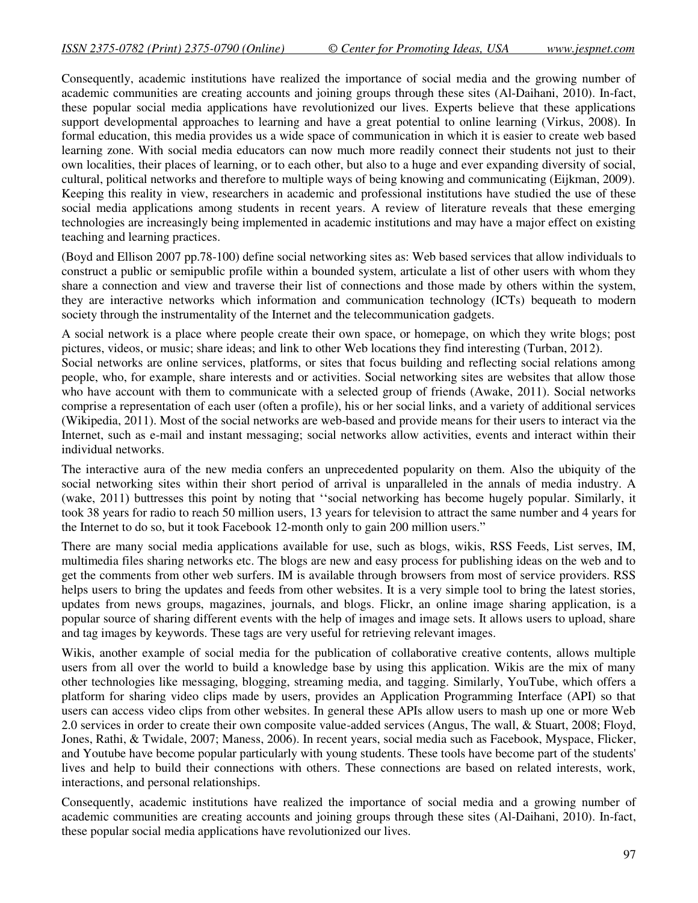Consequently, academic institutions have realized the importance of social media and the growing number of academic communities are creating accounts and joining groups through these sites (Al-Daihani, 2010). In-fact, these popular social media applications have revolutionized our lives. Experts believe that these applications support developmental approaches to learning and have a great potential to online learning (Virkus, 2008). In formal education, this media provides us a wide space of communication in which it is easier to create web based learning zone. With social media educators can now much more readily connect their students not just to their own localities, their places of learning, or to each other, but also to a huge and ever expanding diversity of social, cultural, political networks and therefore to multiple ways of being knowing and communicating (Eijkman, 2009). Keeping this reality in view, researchers in academic and professional institutions have studied the use of these social media applications among students in recent years. A review of literature reveals that these emerging technologies are increasingly being implemented in academic institutions and may have a major effect on existing teaching and learning practices.

(Boyd and Ellison 2007 pp.78-100) define social networking sites as: Web based services that allow individuals to construct a public or semipublic profile within a bounded system, articulate a list of other users with whom they share a connection and view and traverse their list of connections and those made by others within the system, they are interactive networks which information and communication technology (ICTs) bequeath to modern society through the instrumentality of the Internet and the telecommunication gadgets.

A social network is a place where people create their own space, or homepage, on which they write blogs; post pictures, videos, or music; share ideas; and link to other Web locations they find interesting (Turban, 2012).
Social networks are online services, platforms, or sites that focus building and reflecting social relations among people, who, for example, share interests and or activities. Social networking sites are websites that allow those who have account with them to communicate with a selected group of friends (Awake, 2011). Social networks comprise a representation of each user (often a profile), his or her social links, and a variety of additional services (Wikipedia, 2011). Most of the social networks are web-based and provide means for their users to interact via the Internet, such as e-mail and instant messaging; social networks allow activities, events and interact within their individual networks.

The interactive aura of the new media confers an unprecedented popularity on them. Also the ubiquity of the social networking sites within their short period of arrival is unparalleled in the annals of media industry. A (wake, 2011) buttresses this point by noting that ‘‘social networking has become hugely popular. Similarly, it took 38 years for radio to reach 50 million users, 13 years for television to attract the same number and 4 years for the Internet to do so, but it took Facebook 12-month only to gain 200 million users.”

There are many social media applications available for use, such as blogs, wikis, RSS Feeds, List serves, IM, multimedia files sharing networks etc. The blogs are new and easy process for publishing ideas on the web and to get the comments from other web surfers. IM is available through browsers from most of service providers. RSS helps users to bring the updates and feeds from other websites. It is a very simple tool to bring the latest stories, updates from news groups, magazines, journals, and blogs. Flickr, an online image sharing application, is a popular source of sharing different events with the help of images and image sets. It allows users to upload, share and tag images by keywords. These tags are very useful for retrieving relevant images.

Wikis, another example of social media for the publication of collaborative creative contents, allows multiple users from all over the world to build a knowledge base by using this application. Wikis are the mix of many other technologies like messaging, blogging, streaming media, and tagging. Similarly, YouTube, which offers a platform for sharing video clips made by users, provides an Application Programming Interface (API) so that users can access video clips from other websites. In general these APIs allow users to mash up one or more Web 2.0 services in order to create their own composite value-added services (Angus, The wall, & Stuart, 2008; Floyd, Jones, Rathi, & Twidale, 2007; Maness, 2006). In recent years, social media such as Facebook, Myspace, Flicker, and Youtube have become popular particularly with young students. These tools have become part of the students' lives and help to build their connections with others. These connections are based on related interests, work, interactions, and personal relationships.

Consequently, academic institutions have realized the importance of social media and a growing number of academic communities are creating accounts and joining groups through these sites (Al-Daihani, 2010). In-fact, these popular social media applications have revolutionized our lives.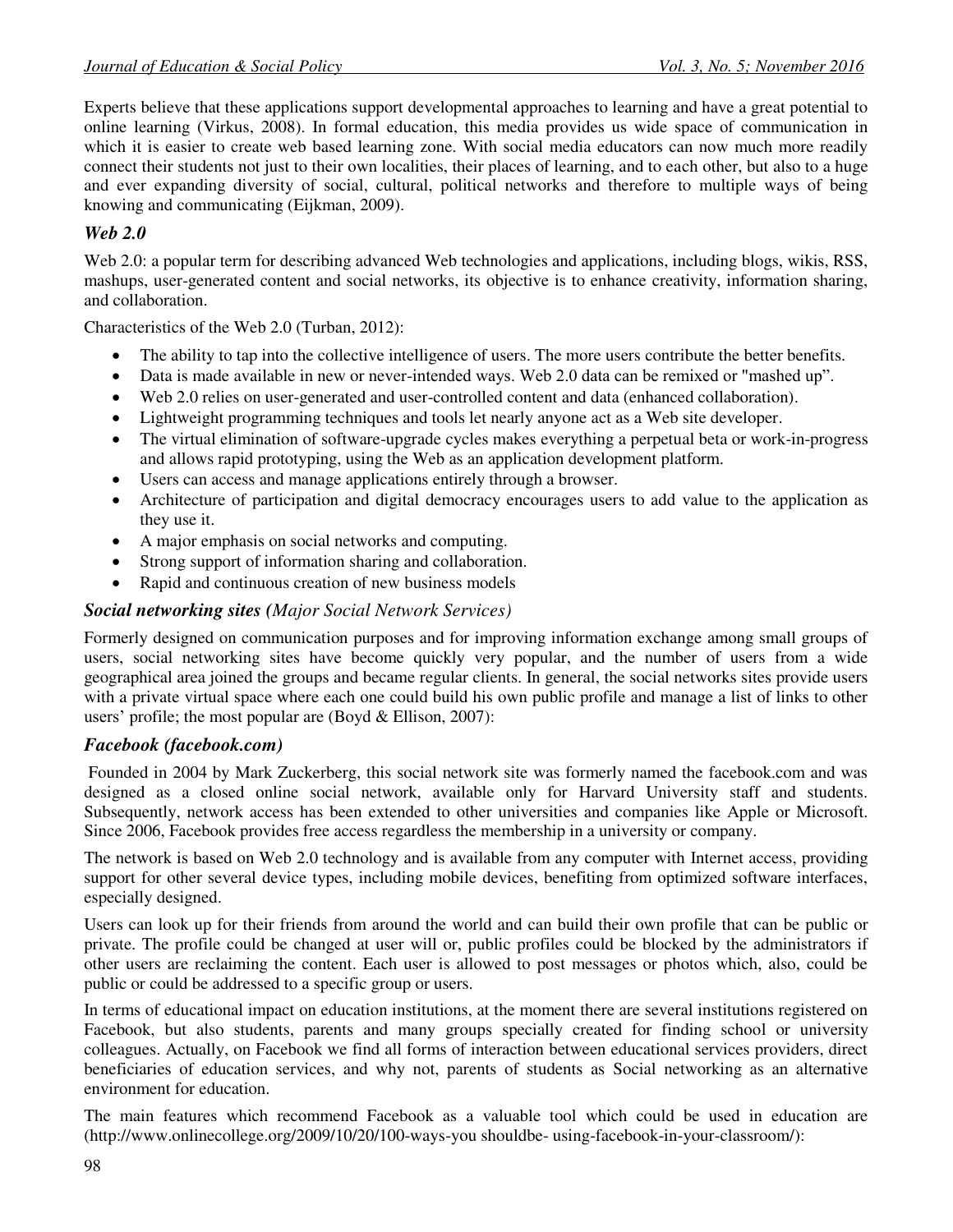Experts believe that these applications support developmental approaches to learning and have a great potential to online learning (Virkus, 2008). In formal education, this media provides us wide space of communication in which it is easier to create web based learning zone. With social media educators can now much more readily connect their students not just to their own localities, their places of learning, and to each other, but also to a huge and ever expanding diversity of social, cultural, political networks and therefore to multiple ways of being knowing and communicating (Eijkman, 2009).

### *Web 2.0*

Web 2.0: a popular term for describing advanced Web technologies and applications, including blogs, wikis, RSS, mashups, user-generated content and social networks, its objective is to enhance creativity, information sharing, and collaboration.

Characteristics of the Web 2.0 (Turban, 2012):

- The ability to tap into the collective intelligence of users. The more users contribute the better benefits.
- Data is made available in new or never-intended ways. Web 2.0 data can be remixed or "mashed up".
- Web 2.0 relies on user-generated and user-controlled content and data (enhanced collaboration).
- Lightweight programming techniques and tools let nearly anyone act as a Web site developer.
- The virtual elimination of software-upgrade cycles makes everything a perpetual beta or work-in-progress and allows rapid prototyping, using the Web as an application development platform.
- Users can access and manage applications entirely through a browser.
- Architecture of participation and digital democracy encourages users to add value to the application as they use it.
- A major emphasis on social networks and computing.
- Strong support of information sharing and collaboration.
- Rapid and continuous creation of new business models

### *Social networking sites (Major Social Network Services)*

Formerly designed on communication purposes and for improving information exchange among small groups of users, social networking sites have become quickly very popular, and the number of users from a wide geographical area joined the groups and became regular clients. In general, the social networks sites provide users with a private virtual space where each one could build his own public profile and manage a list of links to other users' profile; the most popular are (Boyd & Ellison, 2007):

### *Facebook (facebook.com)*

Founded in 2004 by Mark Zuckerberg, this social network site was formerly named the facebook.com and was designed as a closed online social network, available only for Harvard University staff and students. Subsequently, network access has been extended to other universities and companies like Apple or Microsoft. Since 2006, Facebook provides free access regardless the membership in a university or company.

The network is based on Web 2.0 technology and is available from any computer with Internet access, providing support for other several device types, including mobile devices, benefiting from optimized software interfaces, especially designed.

Users can look up for their friends from around the world and can build their own profile that can be public or private. The profile could be changed at user will or, public profiles could be blocked by the administrators if other users are reclaiming the content. Each user is allowed to post messages or photos which, also, could be public or could be addressed to a specific group or users.

In terms of educational impact on education institutions, at the moment there are several institutions registered on Facebook, but also students, parents and many groups specially created for finding school or university colleagues. Actually, on Facebook we find all forms of interaction between educational services providers, direct beneficiaries of education services, and why not, parents of students as Social networking as an alternative environment for education.

The main features which recommend Facebook as a valuable tool which could be used in education are (http://www.onlinecollege.org/2009/10/20/100-ways-you shouldbe- using-facebook-in-your-classroom/):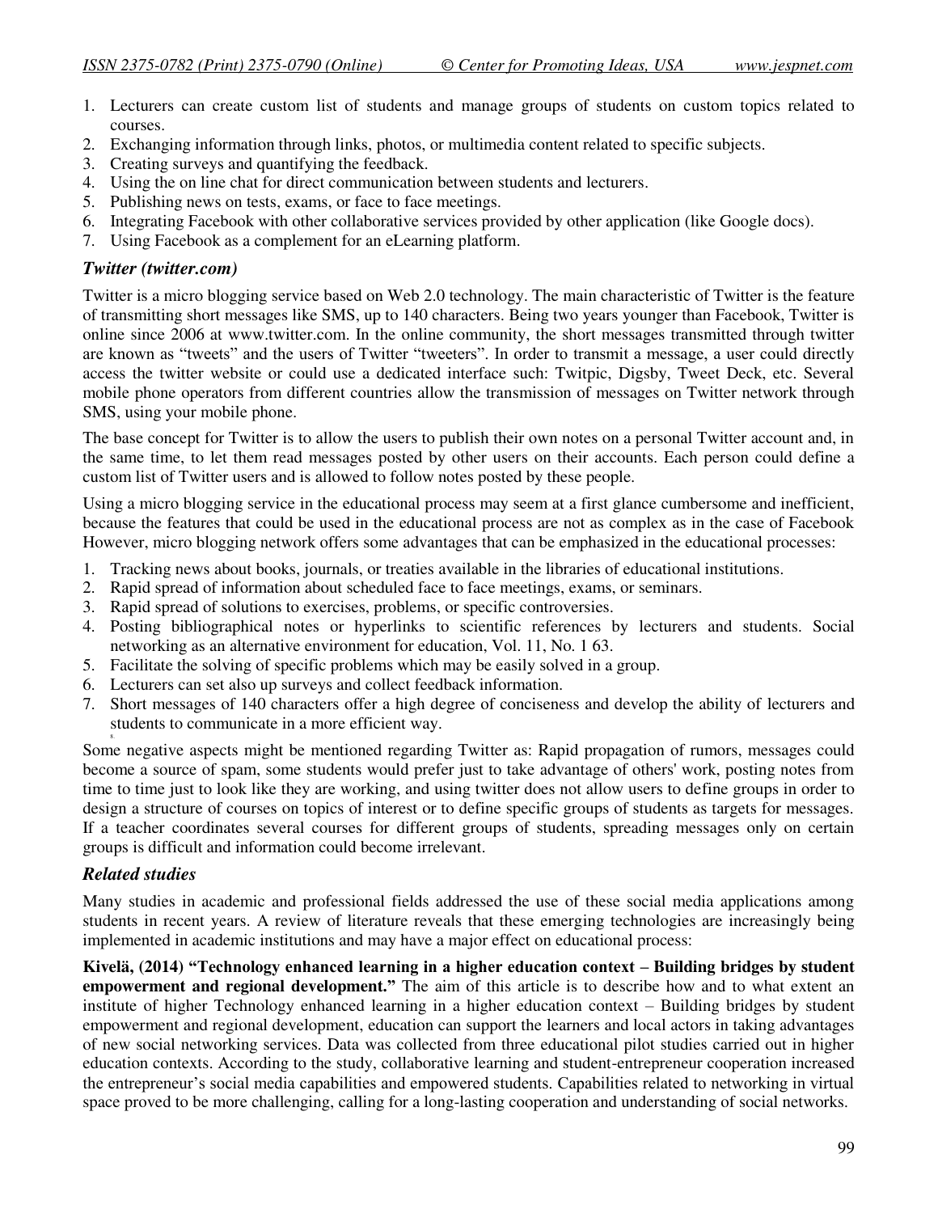1. Lecturers can create custom list of students and manage groups of students on custom topics related to courses.
2. Exchanging information through links, photos, or multimedia content related to specific subjects.
3. Creating surveys and quantifying the feedback.
4. Using the on line chat for direct communication between students and lecturers.
5. Publishing news on tests, exams, or face to face meetings.
6. Integrating Facebook with other collaborative services provided by other application (like Google docs).
7. Using Facebook as a complement for an eLearning platform.

### *Twitter (twitter.com)*

Twitter is a micro blogging service based on Web 2.0 technology. The main characteristic of Twitter is the feature of transmitting short messages like SMS, up to 140 characters. Being two years younger than Facebook, Twitter is online since 2006 at www.twitter.com. In the online community, the short messages transmitted through twitter are known as "tweets" and the users of Twitter "tweeters". In order to transmit a message, a user could directly access the twitter website or could use a dedicated interface such: Twitpic, Digsby, Tweet Deck, etc. Several mobile phone operators from different countries allow the transmission of messages on Twitter network through SMS, using your mobile phone.

The base concept for Twitter is to allow the users to publish their own notes on a personal Twitter account and, in the same time, to let them read messages posted by other users on their accounts. Each person could define a custom list of Twitter users and is allowed to follow notes posted by these people.

Using a micro blogging service in the educational process may seem at a first glance cumbersome and inefficient, because the features that could be used in the educational process are not as complex as in the case of Facebook However, micro blogging network offers some advantages that can be emphasized in the educational processes:

1. Tracking news about books, journals, or treaties available in the libraries of educational institutions.
2. Rapid spread of information about scheduled face to face meetings, exams, or seminars.
3. Rapid spread of solutions to exercises, problems, or specific controversies.
4. Posting bibliographical notes or hyperlinks to scientific references by lecturers and students. Social networking as an alternative environment for education, Vol. 11, No. 1 63.
5. Facilitate the solving of specific problems which may be easily solved in a group.
6. Lecturers can set also up surveys and collect feedback information.
7. Short messages of 140 characters offer a high degree of conciseness and develop the ability of lecturers and students to communicate in a more efficient way.

Some negative aspects might be mentioned regarding Twitter as: Rapid propagation of rumors, messages could become a source of spam, some students would prefer just to take advantage of others' work, posting notes from time to time just to look like they are working, and using twitter does not allow users to define groups in order to design a structure of courses on topics of interest or to define specific groups of students as targets for messages. If a teacher coordinates several courses for different groups of students, spreading messages only on certain groups is difficult and information could become irrelevant.

### *Related studies*

Many studies in academic and professional fields addressed the use of these social media applications among students in recent years. A review of literature reveals that these emerging technologies are increasingly being implemented in academic institutions and may have a major effect on educational process:

**Kivelä, (2014) "Technology enhanced learning in a higher education context – Building bridges by student empowerment and regional development."** The aim of this article is to describe how and to what extent an institute of higher Technology enhanced learning in a higher education context – Building bridges by student empowerment and regional development, education can support the learners and local actors in taking advantages of new social networking services. Data was collected from three educational pilot studies carried out in higher education contexts. According to the study, collaborative learning and student-entrepreneur cooperation increased the entrepreneur's social media capabilities and empowered students. Capabilities related to networking in virtual space proved to be more challenging, calling for a long-lasting cooperation and understanding of social networks.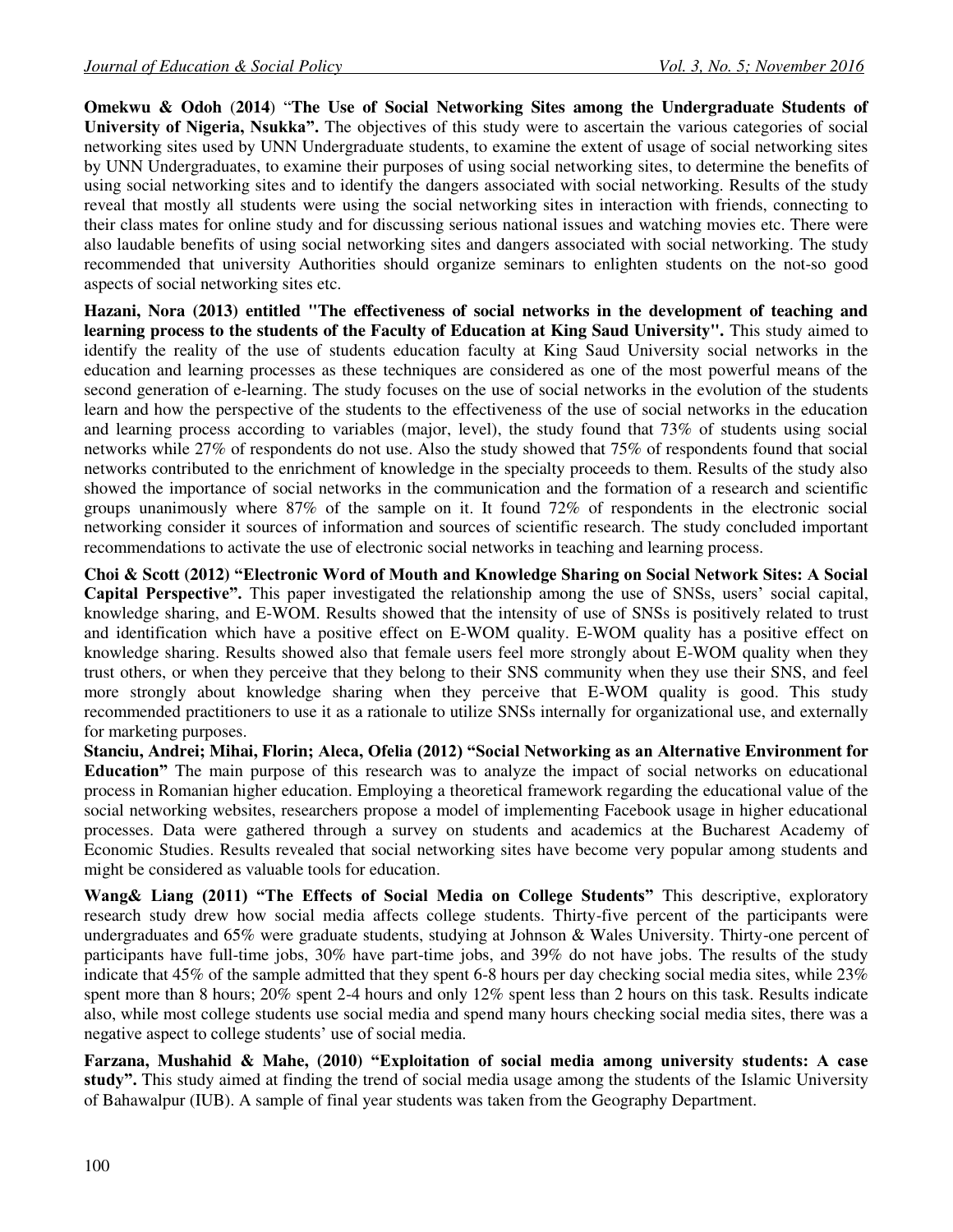**Omekwu & Odoh (2014) "The Use of Social Networking Sites among the Undergraduate Students of University of Nigeria, Nsukka".** The objectives of this study were to ascertain the various categories of social networking sites used by UNN Undergraduate students, to examine the extent of usage of social networking sites by UNN Undergraduates, to examine their purposes of using social networking sites, to determine the benefits of using social networking sites and to identify the dangers associated with social networking. Results of the study reveal that mostly all students were using the social networking sites in interaction with friends, connecting to their class mates for online study and for discussing serious national issues and watching movies etc. There were also laudable benefits of using social networking sites and dangers associated with social networking. The study recommended that university Authorities should organize seminars to enlighten students on the not-so good aspects of social networking sites etc.

**Hazani, Nora (2013) entitled "The effectiveness of social networks in the development of teaching and learning process to the students of the Faculty of Education at King Saud University".** This study aimed to identify the reality of the use of students education faculty at King Saud University social networks in the education and learning processes as these techniques are considered as one of the most powerful means of the second generation of e-learning. The study focuses on the use of social networks in the evolution of the students learn and how the perspective of the students to the effectiveness of the use of social networks in the education and learning process according to variables (major, level), the study found that 73% of students using social networks while 27% of respondents do not use. Also the study showed that 75% of respondents found that social networks contributed to the enrichment of knowledge in the specialty proceeds to them. Results of the study also showed the importance of social networks in the communication and the formation of a research and scientific groups unanimously where 87% of the sample on it. It found 72% of respondents in the electronic social networking consider it sources of information and sources of scientific research. The study concluded important recommendations to activate the use of electronic social networks in teaching and learning process.

**Choi & Scott (2012) "Electronic Word of Mouth and Knowledge Sharing on Social Network Sites: A Social Capital Perspective".** This paper investigated the relationship among the use of SNSs, users' social capital, knowledge sharing, and E-WOM. Results showed that the intensity of use of SNSs is positively related to trust and identification which have a positive effect on E-WOM quality. E-WOM quality has a positive effect on knowledge sharing. Results showed also that female users feel more strongly about E-WOM quality when they trust others, or when they perceive that they belong to their SNS community when they use their SNS, and feel more strongly about knowledge sharing when they perceive that E-WOM quality is good. This study recommended practitioners to use it as a rationale to utilize SNSs internally for organizational use, and externally for marketing purposes.

**Stanciu, Andrei; Mihai, Florin; Aleca, Ofelia (2012) "Social Networking as an Alternative Environment for Education"** The main purpose of this research was to analyze the impact of social networks on educational process in Romanian higher education. Employing a theoretical framework regarding the educational value of the social networking websites, researchers propose a model of implementing Facebook usage in higher educational processes. Data were gathered through a survey on students and academics at the Bucharest Academy of Economic Studies. Results revealed that social networking sites have become very popular among students and might be considered as valuable tools for education.

**Wang& Liang (2011) "The Effects of Social Media on College Students"** This descriptive, exploratory research study drew how social media affects college students. Thirty-five percent of the participants were undergraduates and 65% were graduate students, studying at Johnson & Wales University. Thirty-one percent of participants have full-time jobs, 30% have part-time jobs, and 39% do not have jobs. The results of the study indicate that 45% of the sample admitted that they spent 6-8 hours per day checking social media sites, while 23% spent more than 8 hours; 20% spent 2-4 hours and only 12% spent less than 2 hours on this task. Results indicate also, while most college students use social media and spend many hours checking social media sites, there was a negative aspect to college students' use of social media.

**Farzana, Mushahid & Mahe, (2010) "Exploitation of social media among university students: A case study".** This study aimed at finding the trend of social media usage among the students of the Islamic University of Bahawalpur (IUB). A sample of final year students was taken from the Geography Department.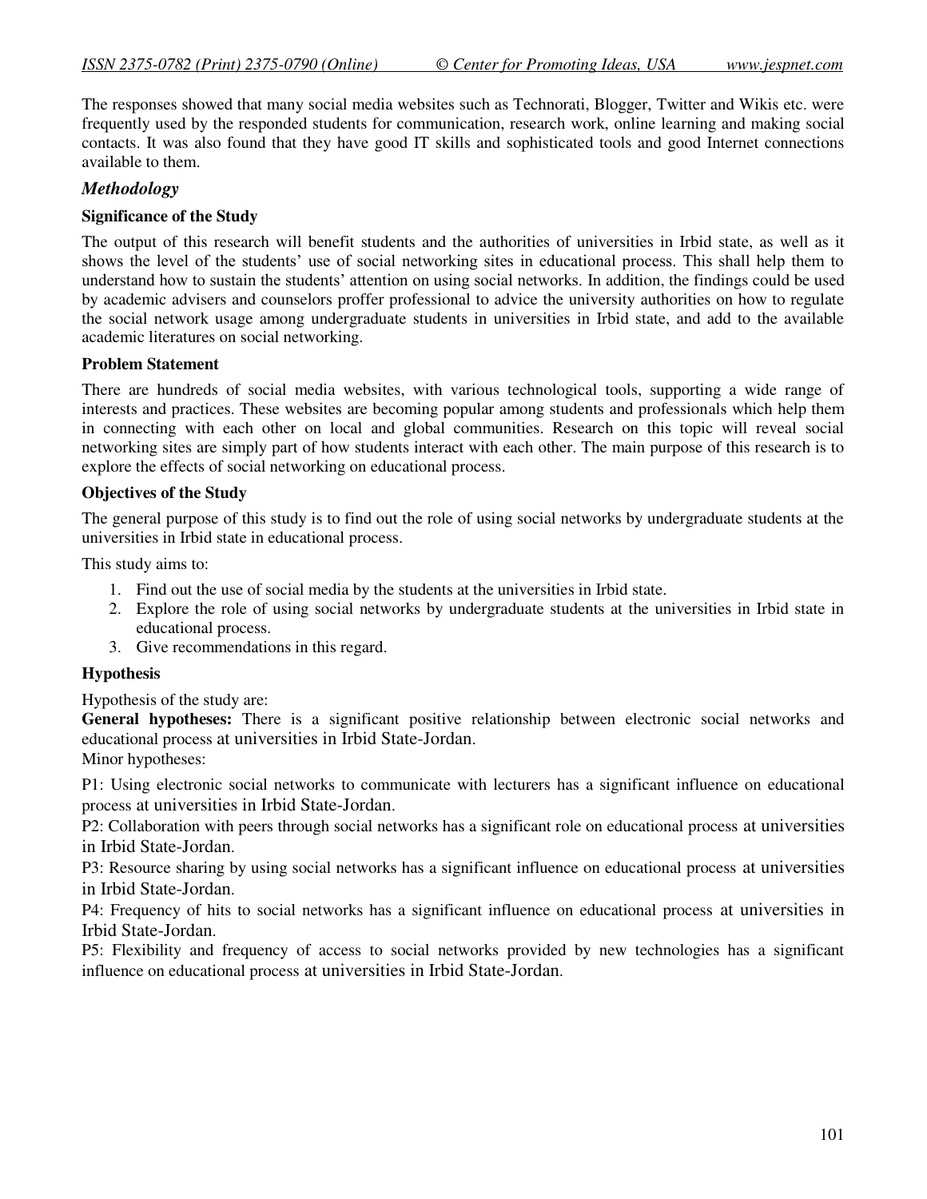The responses showed that many social media websites such as Technorati, Blogger, Twitter and Wikis etc. were frequently used by the responded students for communication, research work, online learning and making social contacts. It was also found that they have good IT skills and sophisticated tools and good Internet connections available to them.

## *Methodology*

### Significance of the Study

The output of this research will benefit students and the authorities of universities in Irbid state, as well as it shows the level of the students' use of social networking sites in educational process. This shall help them to understand how to sustain the students' attention on using social networks. In addition, the findings could be used by academic advisers and counselors proffer professional to advice the university authorities on how to regulate the social network usage among undergraduate students in universities in Irbid state, and add to the available academic literatures on social networking.

### Problem Statement

There are hundreds of social media websites, with various technological tools, supporting a wide range of interests and practices. These websites are becoming popular among students and professionals which help them in connecting with each other on local and global communities. Research on this topic will reveal social networking sites are simply part of how students interact with each other. The main purpose of this research is to explore the effects of social networking on educational process.

### Objectives of the Study

The general purpose of this study is to find out the role of using social networks by undergraduate students at the universities in Irbid state in educational process.

This study aims to:

1. Find out the use of social media by the students at the universities in Irbid state.
2. Explore the role of using social networks by undergraduate students at the universities in Irbid state in educational process.
3. Give recommendations in this regard.

### Hypothesis

Hypothesis of the study are:

**General hypotheses:** There is a significant positive relationship between electronic social networks and educational process at universities in Irbid State-Jordan.

Minor hypotheses:

P1: Using electronic social networks to communicate with lecturers has a significant influence on educational process at universities in Irbid State-Jordan.

P2: Collaboration with peers through social networks has a significant role on educational process at universities in Irbid State-Jordan.

P3: Resource sharing by using social networks has a significant influence on educational process at universities in Irbid State-Jordan.

P4: Frequency of hits to social networks has a significant influence on educational process at universities in Irbid State-Jordan.

P5: Flexibility and frequency of access to social networks provided by new technologies has a significant influence on educational process at universities in Irbid State-Jordan.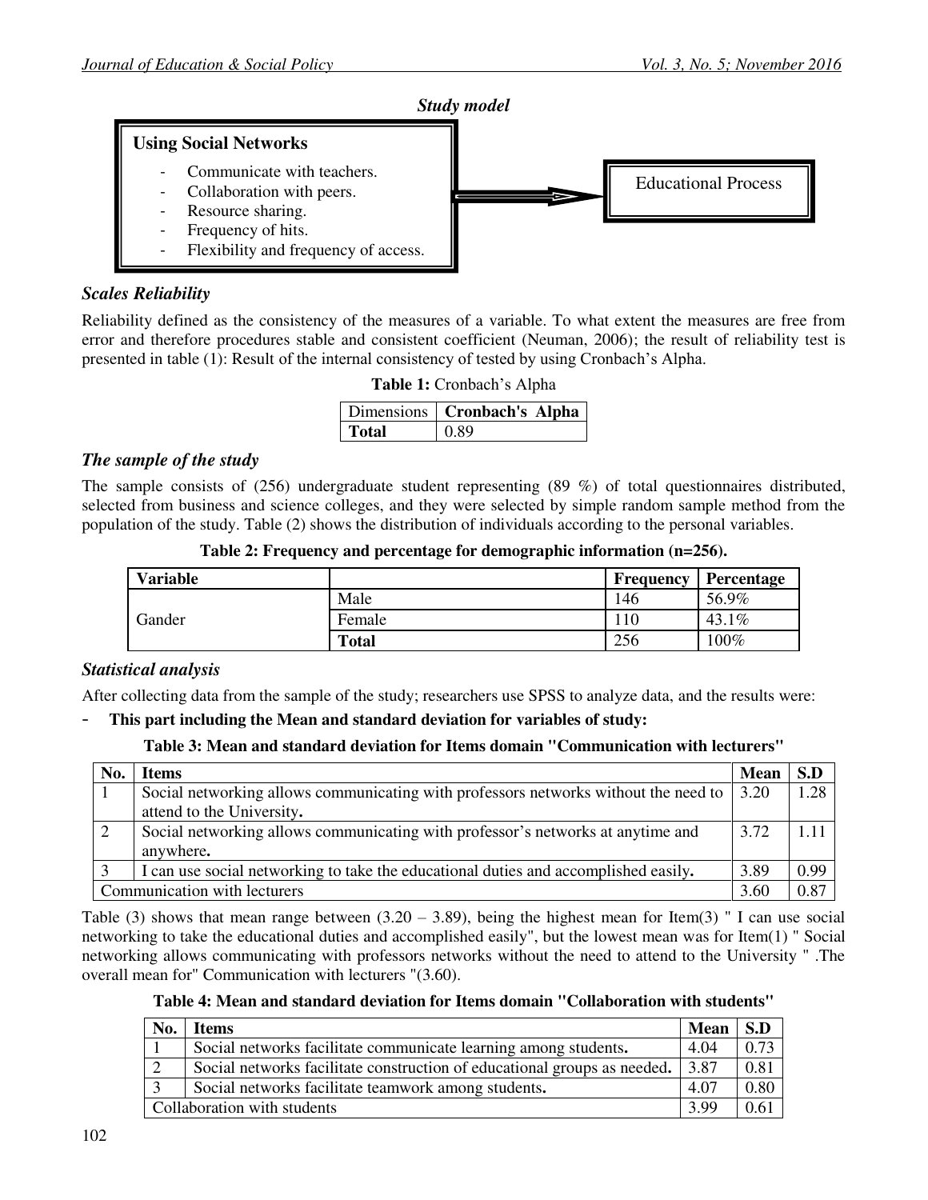### *Study model*

**Using Social Networks**

- Communicate with teachers.
- Collaboration with peers.
- Resource sharing.
- Frequency of hits.
- Flexibility and frequency of access.

→ Educational Process

### *Scales Reliability*

Reliability defined as the consistency of the measures of a variable. To what extent the measures are free from error and therefore procedures stable and consistent coefficient (Neuman, 2006); the result of reliability test is presented in table (1): Result of the internal consistency of tested by using Cronbach's Alpha.

**Table 1:** Cronbach's Alpha

| Dimensions | **Cronbach's Alpha** |
|---|---|
| **Total** | 0.89 |

### *The sample of the study*

The sample consists of (256) undergraduate student representing (89 %) of total questionnaires distributed, selected from business and science colleges, and they were selected by simple random sample method from the population of the study. Table (2) shows the distribution of individuals according to the personal variables.

**Table 2: Frequency and percentage for demographic information (n=256).**

| **Variable** | | **Frequency** | **Percentage** |
|---|---|---|---|
| Gander | Male | 146 | 56.9% |
| | Female | 110 | 43.1% |
| | **Total** | 256 | 100% |

### *Statistical analysis*

After collecting data from the sample of the study; researchers use SPSS to analyze data, and the results were:

- **This part including the Mean and standard deviation for variables of study:**

**Table 3: Mean and standard deviation for Items domain "Communication with lecturers"**

| **No.** | **Items** | **Mean** | **S.D** |
|---|---|---|---|
| 1 | Social networking allows communicating with professors networks without the need to attend to the University**.** | 3.20 | 1.28 |
| 2 | Social networking allows communicating with professor's networks at anytime and anywhere**.** | 3.72 | 1.11 |
| 3 | I can use social networking to take the educational duties and accomplished easily**.** | 3.89 | 0.99 |
| Communication with lecturers | | 3.60 | 0.87 |

Table (3) shows that mean range between (3.20 – 3.89), being the highest mean for Item(3) " I can use social networking to take the educational duties and accomplished easily", but the lowest mean was for Item(1) " Social networking allows communicating with professors networks without the need to attend to the University " .The overall mean for" Communication with lecturers "(3.60).

**Table 4: Mean and standard deviation for Items domain "Collaboration with students"**

| **No.** | **Items** | **Mean** | **S.D** |
|---|---|---|---|
| 1 | Social networks facilitate communicate learning among students**.** | 4.04 | 0.73 |
| 2 | Social networks facilitate construction of educational groups as needed**.** | 3.87 | 0.81 |
| 3 | Social networks facilitate teamwork among students**.** | 4.07 | 0.80 |
| Collaboration with students | | 3.99 | 0.61 |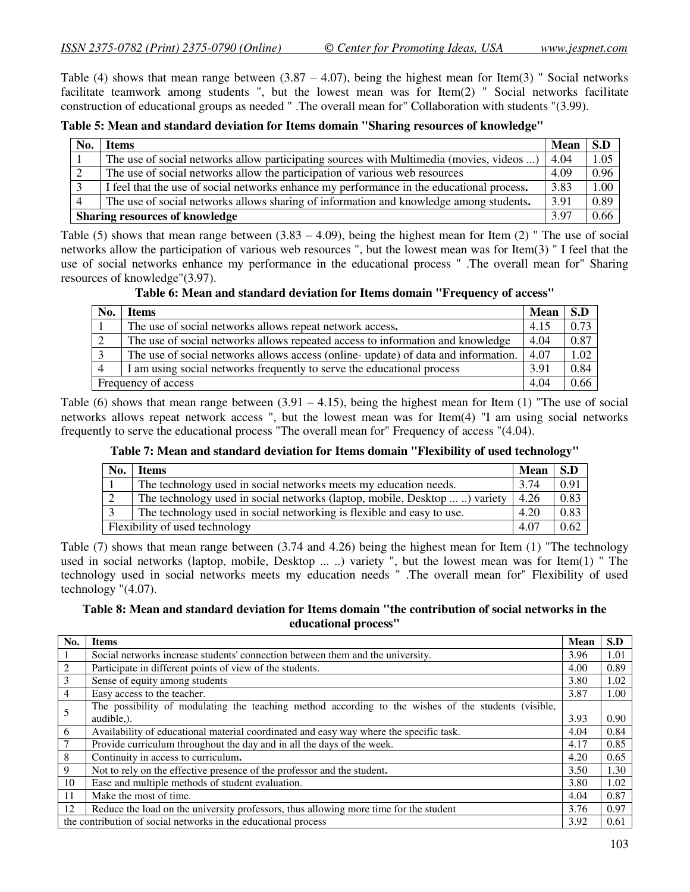Table (4) shows that mean range between (3.87 – 4.07), being the highest mean for Item(3) " Social networks facilitate teamwork among students ", but the lowest mean was for Item(2) " Social networks facilitate construction of educational groups as needed " .The overall mean for" Collaboration with students "(3.99).

**Table 5: Mean and standard deviation for Items domain "Sharing resources of knowledge"**

| No. | Items | Mean | S.D |
|---|---|---|---|
| 1 | The use of social networks allow participating sources with Multimedia (movies, videos ...) | 4.04 | 1.05 |
| 2 | The use of social networks allow the participation of various web resources | 4.09 | 0.96 |
| 3 | I feel that the use of social networks enhance my performance in the educational process**.** | 3.83 | 1.00 |
| 4 | The use of social networks allows sharing of information and knowledge among students**.** | 3.91 | 0.89 |
| **Sharing resources of knowledge** | | 3.97 | 0.66 |

Table (5) shows that mean range between (3.83 – 4.09), being the highest mean for Item (2) " The use of social networks allow the participation of various web resources ", but the lowest mean was for Item(3) " I feel that the use of social networks enhance my performance in the educational process " .The overall mean for" Sharing resources of knowledge"(3.97).

**Table 6: Mean and standard deviation for Items domain "Frequency of access"**

| No. | Items | Mean | S.D |
|---|---|---|---|
| 1 | The use of social networks allows repeat network access**.** | 4.15 | 0.73 |
| 2 | The use of social networks allows repeated access to information and knowledge | 4.04 | 0.87 |
| 3 | The use of social networks allows access (online- update) of data and information. | 4.07 | 1.02 |
| 4 | I am using social networks frequently to serve the educational process | 3.91 | 0.84 |
| Frequency of access | | 4.04 | 0.66 |

Table (6) shows that mean range between (3.91 – 4.15), being the highest mean for Item (1) "The use of social networks allows repeat network access ", but the lowest mean was for Item(4) "I am using social networks frequently to serve the educational process "The overall mean for" Frequency of access "(4.04).

**Table 7: Mean and standard deviation for Items domain "Flexibility of used technology"**

| No. | Items | Mean | S.D |
|---|---|---|---|
| 1 | The technology used in social networks meets my education needs. | 3.74 | 0.91 |
| 2 | The technology used in social networks (laptop, mobile, Desktop ... ..) variety | 4.26 | 0.83 |
| 3 | The technology used in social networking is flexible and easy to use. | 4.20 | 0.83 |
| Flexibility of used technology | | 4.07 | 0.62 |

Table (7) shows that mean range between (3.74 and 4.26) being the highest mean for Item (1) "The technology used in social networks (laptop, mobile, Desktop ... ..) variety ", but the lowest mean was for Item(1) " The technology used in social networks meets my education needs " .The overall mean for" Flexibility of used technology "(4.07).

**Table 8: Mean and standard deviation for Items domain "the contribution of social networks in the educational process"**

| No. | Items | Mean | S.D |
|---|---|---|---|
| 1 | Social networks increase students' connection between them and the university. | 3.96 | 1.01 |
| 2 | Participate in different points of view of the students. | 4.00 | 0.89 |
| 3 | Sense of equity among students | 3.80 | 1.02 |
| 4 | Easy access to the teacher. | 3.87 | 1.00 |
| 5 | The possibility of modulating the teaching method according to the wishes of the students (visible, audible,). | 3.93 | 0.90 |
| 6 | Availability of educational material coordinated and easy way where the specific task. | 4.04 | 0.84 |
| 7 | Provide curriculum throughout the day and in all the days of the week. | 4.17 | 0.85 |
| 8 | Continuity in access to curriculum**.** | 4.20 | 0.65 |
| 9 | Not to rely on the effective presence of the professor and the student**.** | 3.50 | 1.30 |
| 10 | Ease and multiple methods of student evaluation. | 3.80 | 1.02 |
| 11 | Make the most of time. | 4.04 | 0.87 |
| 12 | Reduce the load on the university professors, thus allowing more time for the student | 3.76 | 0.97 |
| the contribution of social networks in the educational process | | 3.92 | 0.61 |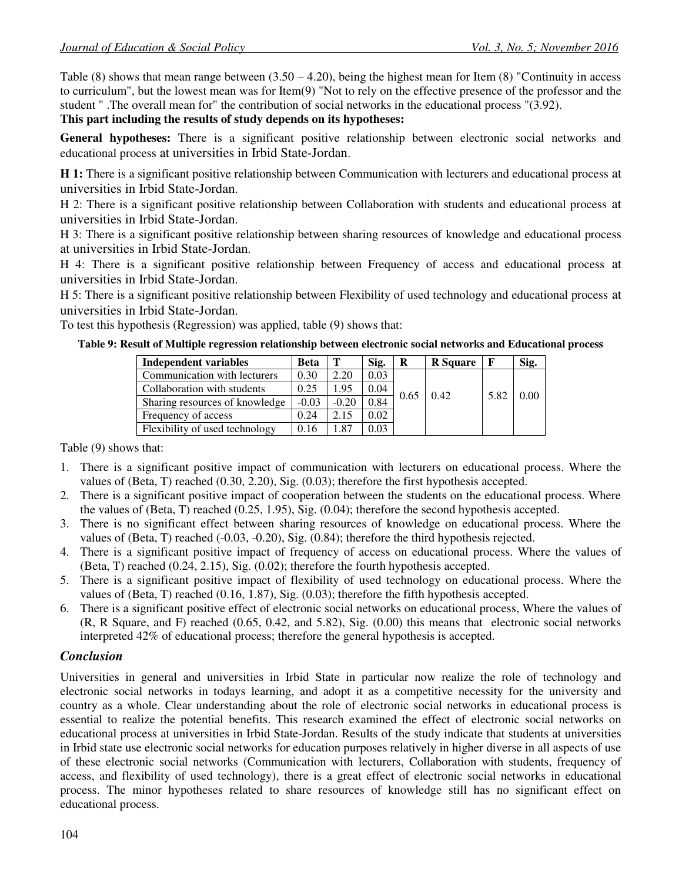Table (8) shows that mean range between (3.50 – 4.20), being the highest mean for Item (8) "Continuity in access to curriculum", but the lowest mean was for Item(9) "Not to rely on the effective presence of the professor and the student " .The overall mean for" the contribution of social networks in the educational process "(3.92).

**This part including the results of study depends on its hypotheses:**

**General hypotheses:** There is a significant positive relationship between electronic social networks and educational process at universities in Irbid State-Jordan.

**H 1:** There is a significant positive relationship between Communication with lecturers and educational process at universities in Irbid State-Jordan.

H 2: There is a significant positive relationship between Collaboration with students and educational process at universities in Irbid State-Jordan.

H 3: There is a significant positive relationship between sharing resources of knowledge and educational process at universities in Irbid State-Jordan.

H 4: There is a significant positive relationship between Frequency of access and educational process at universities in Irbid State-Jordan.

H 5: There is a significant positive relationship between Flexibility of used technology and educational process at universities in Irbid State-Jordan.

To test this hypothesis (Regression) was applied, table (9) shows that:

**Table 9: Result of Multiple regression relationship between electronic social networks and Educational process**

| Independent variables | Beta | T | Sig. | R | R Square | F | Sig. |
|---|---|---|---|---|---|---|---|
| Communication with lecturers | 0.30 | 2.20 | 0.03 | 0.65 | 0.42 | 5.82 | 0.00 |
| Collaboration with students | 0.25 | 1.95 | 0.04 | | | | |
| Sharing resources of knowledge | -0.03 | -0.20 | 0.84 | | | | |
| Frequency of access | 0.24 | 2.15 | 0.02 | | | | |
| Flexibility of used technology | 0.16 | 1.87 | 0.03 | | | | |

Table (9) shows that:

1. There is a significant positive impact of communication with lecturers on educational process. Where the values of (Beta, T) reached (0.30, 2.20), Sig. (0.03); therefore the first hypothesis accepted.
2. There is a significant positive impact of cooperation between the students on the educational process. Where the values of (Beta, T) reached (0.25, 1.95), Sig. (0.04); therefore the second hypothesis accepted.
3. There is no significant effect between sharing resources of knowledge on educational process. Where the values of (Beta, T) reached (-0.03, -0.20), Sig. (0.84); therefore the third hypothesis rejected.
4. There is a significant positive impact of frequency of access on educational process. Where the values of (Beta, T) reached (0.24, 2.15), Sig. (0.02); therefore the fourth hypothesis accepted.
5. There is a significant positive impact of flexibility of used technology on educational process. Where the values of (Beta, T) reached (0.16, 1.87), Sig. (0.03); therefore the fifth hypothesis accepted.
6. There is a significant positive effect of electronic social networks on educational process, Where the values of (R, R Square, and F) reached (0.65, 0.42, and 5.82), Sig. (0.00) this means that electronic social networks interpreted 42% of educational process; therefore the general hypothesis is accepted.

## *Conclusion*

Universities in general and universities in Irbid State in particular now realize the role of technology and electronic social networks in todays learning, and adopt it as a competitive necessity for the university and country as a whole. Clear understanding about the role of electronic social networks in educational process is essential to realize the potential benefits. This research examined the effect of electronic social networks on educational process at universities in Irbid State-Jordan. Results of the study indicate that students at universities in Irbid state use electronic social networks for education purposes relatively in higher diverse in all aspects of use of these electronic social networks (Communication with lecturers, Collaboration with students, frequency of access, and flexibility of used technology), there is a great effect of electronic social networks in educational process. The minor hypotheses related to share resources of knowledge still has no significant effect on educational process.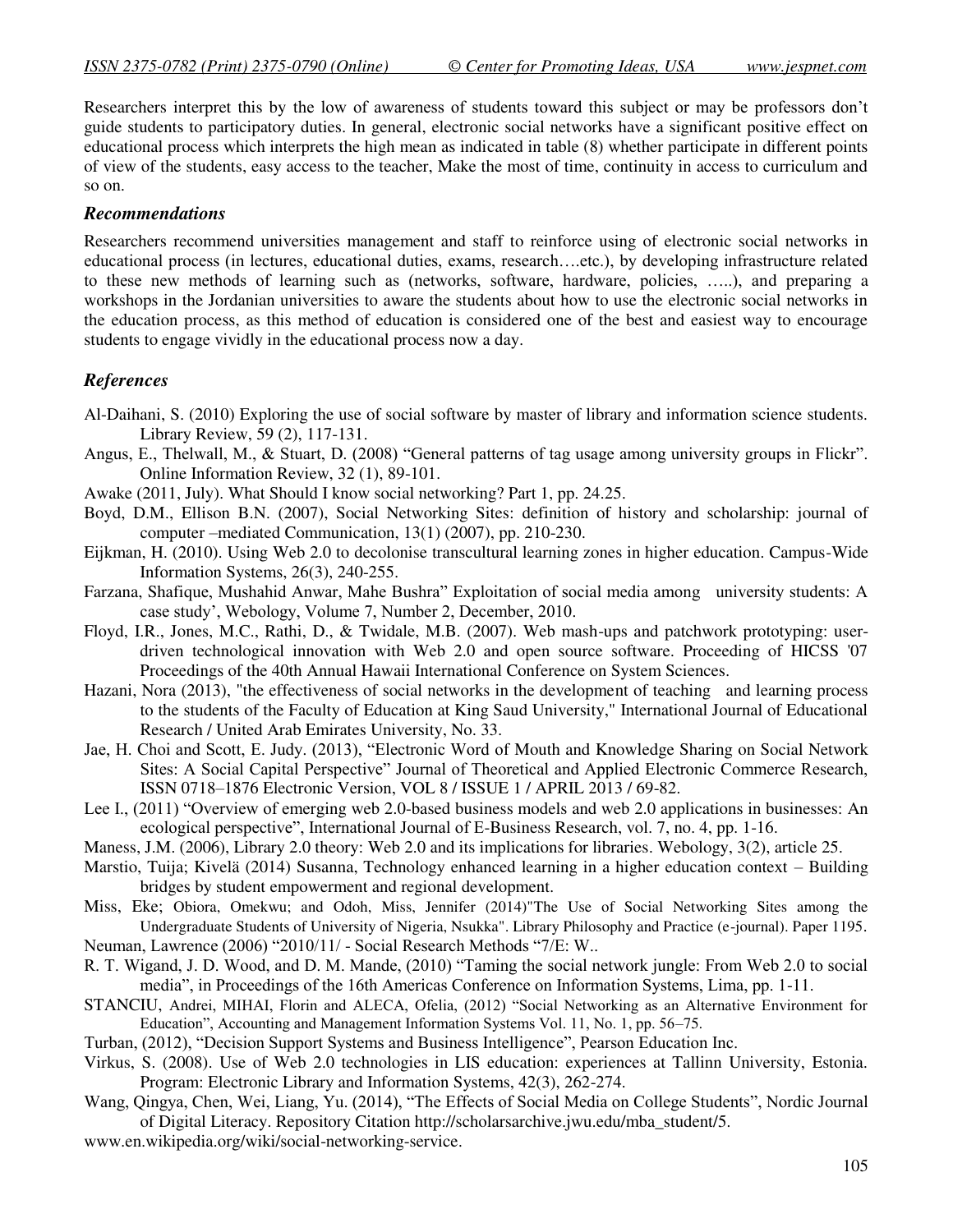Researchers interpret this by the low of awareness of students toward this subject or may be professors don't guide students to participatory duties. In general, electronic social networks have a significant positive effect on educational process which interprets the high mean as indicated in table (8) whether participate in different points of view of the students, easy access to the teacher, Make the most of time, continuity in access to curriculum and so on.

### *Recommendations*

Researchers recommend universities management and staff to reinforce using of electronic social networks in educational process (in lectures, educational duties, exams, research….etc.), by developing infrastructure related to these new methods of learning such as (networks, software, hardware, policies, …..), and preparing a workshops in the Jordanian universities to aware the students about how to use the electronic social networks in the education process, as this method of education is considered one of the best and easiest way to encourage students to engage vividly in the educational process now a day.

## *References*

Al-Daihani, S. (2010) Exploring the use of social software by master of library and information science students. Library Review, 59 (2), 117-131.

Angus, E., Thelwall, M., & Stuart, D. (2008) "General patterns of tag usage among university groups in Flickr". Online Information Review, 32 (1), 89-101.

Awake (2011, July). What Should I know social networking? Part 1, pp. 24.25.

Boyd, D.M., Ellison B.N. (2007), Social Networking Sites: definition of history and scholarship: journal of computer –mediated Communication, 13(1) (2007), pp. 210-230.

Eijkman, H. (2010). Using Web 2.0 to decolonise transcultural learning zones in higher education. Campus-Wide Information Systems, 26(3), 240-255.

Farzana, Shafique, Mushahid Anwar, Mahe Bushra" Exploitation of social media among university students: A case study', Webology, Volume 7, Number 2, December, 2010.

Floyd, I.R., Jones, M.C., Rathi, D., & Twidale, M.B. (2007). Web mash-ups and patchwork prototyping: user-driven technological innovation with Web 2.0 and open source software. Proceeding of HICSS '07 Proceedings of the 40th Annual Hawaii International Conference on System Sciences.

Hazani, Nora (2013), "the effectiveness of social networks in the development of teaching and learning process to the students of the Faculty of Education at King Saud University," International Journal of Educational Research / United Arab Emirates University, No. 33.

Jae, H. Choi and Scott, E. Judy. (2013), "Electronic Word of Mouth and Knowledge Sharing on Social Network Sites: A Social Capital Perspective" Journal of Theoretical and Applied Electronic Commerce Research, ISSN 0718–1876 Electronic Version, VOL 8 / ISSUE 1 / APRIL 2013 / 69-82.

Lee I., (2011) "Overview of emerging web 2.0-based business models and web 2.0 applications in businesses: An ecological perspective", International Journal of E-Business Research, vol. 7, no. 4, pp. 1-16.

Maness, J.M. (2006), Library 2.0 theory: Web 2.0 and its implications for libraries. Webology, 3(2), article 25.

Marstio, Tuija; Kivelä (2014) Susanna, Technology enhanced learning in a higher education context – Building bridges by student empowerment and regional development.

Miss, Eke; Obiora, Omekwu; and Odoh, Miss, Jennifer (2014)"The Use of Social Networking Sites among the Undergraduate Students of University of Nigeria, Nsukka". Library Philosophy and Practice (e-journal). Paper 1195.

Neuman, Lawrence (2006) "2010/11/ - Social Research Methods "7/E: W..

R. T. Wigand, J. D. Wood, and D. M. Mande, (2010) "Taming the social network jungle: From Web 2.0 to social media", in Proceedings of the 16th Americas Conference on Information Systems, Lima, pp. 1-11.

STANCIU, Andrei, MIHAI, Florin and ALECA, Ofelia, (2012) "Social Networking as an Alternative Environment for Education", Accounting and Management Information Systems Vol. 11, No. 1, pp. 56–75.

Turban, (2012), "Decision Support Systems and Business Intelligence", Pearson Education Inc.

Virkus, S. (2008). Use of Web 2.0 technologies in LIS education: experiences at Tallinn University, Estonia. Program: Electronic Library and Information Systems, 42(3), 262-274.

Wang, Qingya, Chen, Wei, Liang, Yu. (2014), "The Effects of Social Media on College Students", Nordic Journal of Digital Literacy. Repository Citation http://scholarsarchive.jwu.edu/mba_student/5.

www.en.wikipedia.org/wiki/social-networking-service.